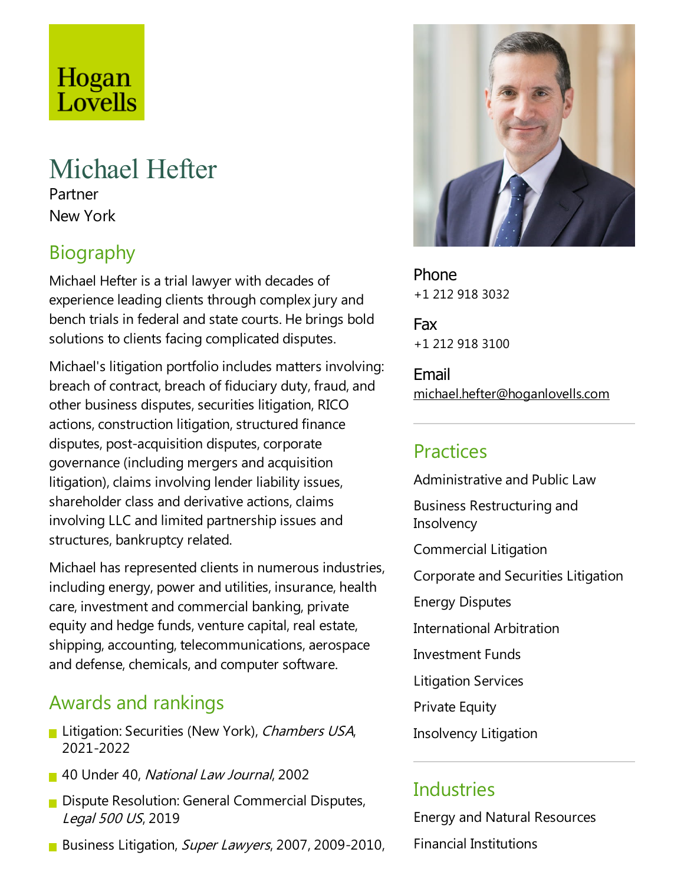Hogan Lovells

# Michael Hefter

Partner

New York

## Biography

Michael Hefter is a trial lawyer with decades of experience leading clients through complex jury and bench trials in federal and state courts. He brings bold solutions to clients facing complicated disputes.

Michael's litigation portfolio includes matters involving: breach of contract, breach of fiduciary duty, fraud, and other business disputes, securities litigation, RICO actions, construction litigation, structured finance disputes, post-acquisition disputes, corporate governance (including mergers and acquisition litigation), claims involving lender liability issues, shareholder class and derivative actions, claims involving LLC and limited partnership issues and structures, bankruptcy related.

Michael has represented clients in numerous industries, including energy, power and utilities, insurance, health care, investment and commercial banking, private equity and hedge funds, venture capital, real estate, shipping, accounting, telecommunications, aerospace and defense, chemicals, and computer software.

## Awards and rankings

- Litigation: Securities (New York), *Chambers USA*, 2021-2022
- 40 Under 40, *National Law Journal*, 2002
- Dispute Resolution: General Commercial Disputes, *Legal 500 US*, 2019
- Business Litigation, *Super Lawyers*, 2007, 2009-2010,

Phone
+1 212 918 3032

Fax
+1 212 918 3100

Email
michael.hefter@hoganlovells.com

## Practices

Administrative and Public Law

Business Restructuring and Insolvency

Commercial Litigation

Corporate and Securities Litigation

Energy Disputes

International Arbitration

Investment Funds

Litigation Services

Private Equity

Insolvency Litigation

## Industries

Energy and Natural Resources

Financial Institutions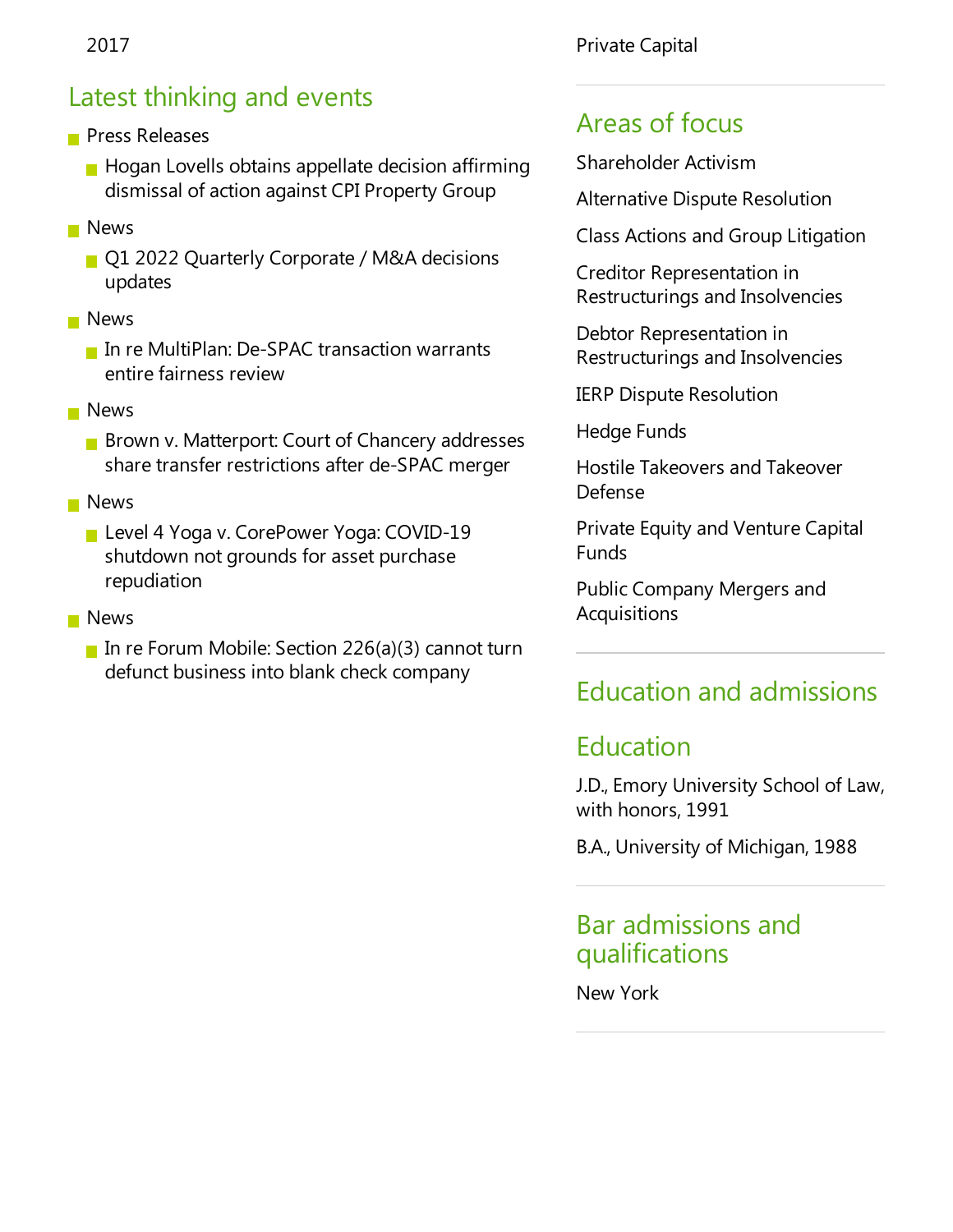2017

## Latest thinking and events

- Press Releases
  - Hogan Lovells obtains appellate decision affirming dismissal of action against CPI Property Group
- News
  - Q1 2022 Quarterly Corporate / M&A decisions updates
- News
  - In re MultiPlan: De-SPAC transaction warrants entire fairness review
- News
  - Brown v. Matterport: Court of Chancery addresses share transfer restrictions after de-SPAC merger
- News
  - Level 4 Yoga v. CorePower Yoga: COVID-19 shutdown not grounds for asset purchase repudiation
- News
  - In re Forum Mobile: Section 226(a)(3) cannot turn defunct business into blank check company

Private Capital

## Areas of focus

Shareholder Activism

Alternative Dispute Resolution

Class Actions and Group Litigation

Creditor Representation in Restructurings and Insolvencies

Debtor Representation in Restructurings and Insolvencies

IERP Dispute Resolution

Hedge Funds

Hostile Takeovers and Takeover Defense

Private Equity and Venture Capital Funds

Public Company Mergers and Acquisitions

## Education and admissions

## Education

J.D., Emory University School of Law, with honors, 1991

B.A., University of Michigan, 1988

## Bar admissions and qualifications

New York